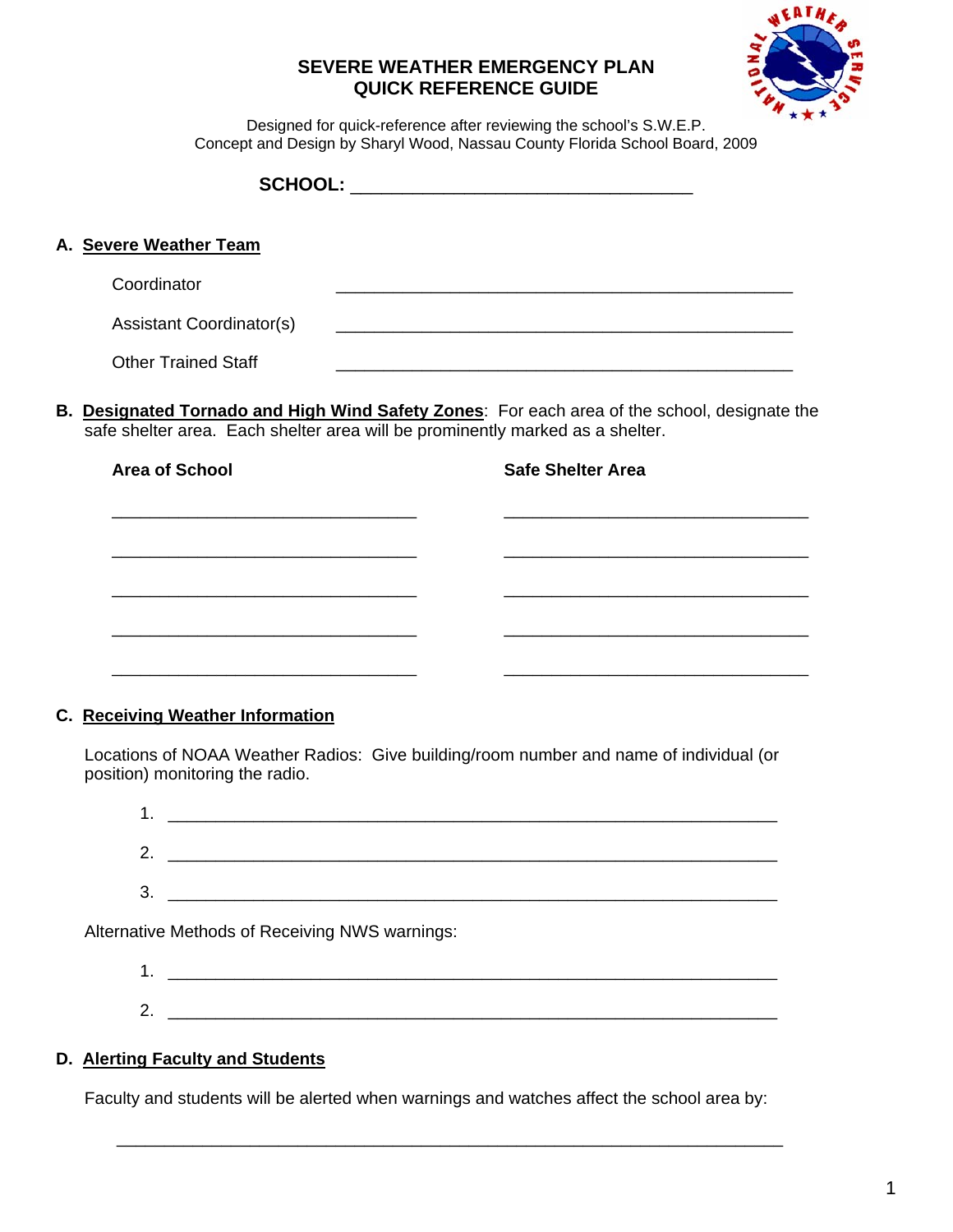# SEVERE WEATHER EMERGENCY PLAN
# QUICK REFERENCE GUIDE

Designed for quick-reference after reviewing the school's S.W.E.P.
Concept and Design by Sharyl Wood, Nassau County Florida School Board, 2009

**SCHOOL:** ________________________________

## A. Severe Weather Team

Coordinator ________________________________________________

Assistant Coordinator(s) ________________________________________________

Other Trained Staff ________________________________________________

## B. Designated Tornado and High Wind Safety Zones

For each area of the school, designate the safe shelter area. Each shelter area will be prominently marked as a shelter.

| Area of School | Safe Shelter Area |
| --- | --- |
| ______________________________ | ______________________________ |
| ______________________________ | ______________________________ |
| ______________________________ | ______________________________ |
| ______________________________ | ______________________________ |
| ______________________________ | ______________________________ |

## C. Receiving Weather Information

Locations of NOAA Weather Radios: Give building/room number and name of individual (or position) monitoring the radio.

1. ____________________________________________________________
2. ____________________________________________________________
3. ____________________________________________________________

Alternative Methods of Receiving NWS warnings:

1. ____________________________________________________________
2. ____________________________________________________________

## D. Alerting Faculty and Students

Faculty and students will be alerted when warnings and watches affect the school area by:

________________________________________________________________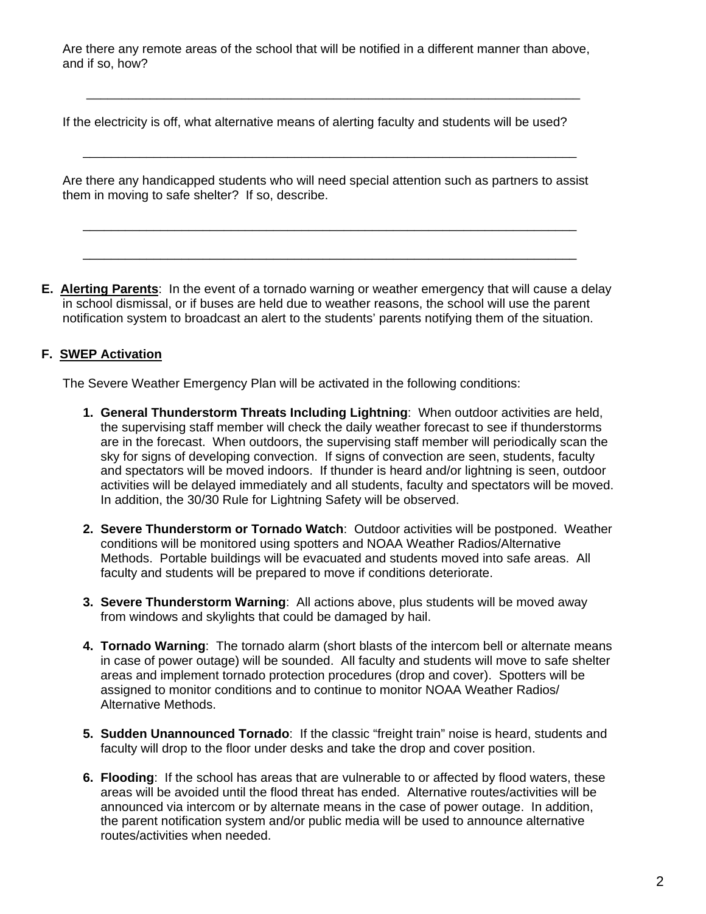Are there any remote areas of the school that will be notified in a different manner than above, and if so, how?

\_\_\_\_\_\_\_\_\_\_\_\_\_\_\_\_\_\_\_\_\_\_\_\_\_\_\_\_\_\_\_\_\_\_\_\_\_\_\_\_\_\_\_\_\_\_\_\_\_\_\_\_\_\_\_\_\_\_\_\_\_\_\_\_\_\_\_\_\_\_

If the electricity is off, what alternative means of alerting faculty and students will be used?

\_\_\_\_\_\_\_\_\_\_\_\_\_\_\_\_\_\_\_\_\_\_\_\_\_\_\_\_\_\_\_\_\_\_\_\_\_\_\_\_\_\_\_\_\_\_\_\_\_\_\_\_\_\_\_\_\_\_\_\_\_\_\_\_\_\_\_\_\_\_

Are there any handicapped students who will need special attention such as partners to assist them in moving to safe shelter? If so, describe.

\_\_\_\_\_\_\_\_\_\_\_\_\_\_\_\_\_\_\_\_\_\_\_\_\_\_\_\_\_\_\_\_\_\_\_\_\_\_\_\_\_\_\_\_\_\_\_\_\_\_\_\_\_\_\_\_\_\_\_\_\_\_\_\_\_\_\_\_\_\_

\_\_\_\_\_\_\_\_\_\_\_\_\_\_\_\_\_\_\_\_\_\_\_\_\_\_\_\_\_\_\_\_\_\_\_\_\_\_\_\_\_\_\_\_\_\_\_\_\_\_\_\_\_\_\_\_\_\_\_\_\_\_\_\_\_\_\_\_\_\_

**E. Alerting Parents**: In the event of a tornado warning or weather emergency that will cause a delay in school dismissal, or if buses are held due to weather reasons, the school will use the parent notification system to broadcast an alert to the students' parents notifying them of the situation.

**F. SWEP Activation**

The Severe Weather Emergency Plan will be activated in the following conditions:

1. **General Thunderstorm Threats Including Lightning**: When outdoor activities are held, the supervising staff member will check the daily weather forecast to see if thunderstorms are in the forecast. When outdoors, the supervising staff member will periodically scan the sky for signs of developing convection. If signs of convection are seen, students, faculty and spectators will be moved indoors. If thunder is heard and/or lightning is seen, outdoor activities will be delayed immediately and all students, faculty and spectators will be moved. In addition, the 30/30 Rule for Lightning Safety will be observed.

2. **Severe Thunderstorm or Tornado Watch**: Outdoor activities will be postponed. Weather conditions will be monitored using spotters and NOAA Weather Radios/Alternative Methods. Portable buildings will be evacuated and students moved into safe areas. All faculty and students will be prepared to move if conditions deteriorate.

3. **Severe Thunderstorm Warning**: All actions above, plus students will be moved away from windows and skylights that could be damaged by hail.

4. **Tornado Warning**: The tornado alarm (short blasts of the intercom bell or alternate means in case of power outage) will be sounded. All faculty and students will move to safe shelter areas and implement tornado protection procedures (drop and cover). Spotters will be assigned to monitor conditions and to continue to monitor NOAA Weather Radios/ Alternative Methods.

5. **Sudden Unannounced Tornado**: If the classic "freight train" noise is heard, students and faculty will drop to the floor under desks and take the drop and cover position.

6. **Flooding**: If the school has areas that are vulnerable to or affected by flood waters, these areas will be avoided until the flood threat has ended. Alternative routes/activities will be announced via intercom or by alternate means in the case of power outage. In addition, the parent notification system and/or public media will be used to announce alternative routes/activities when needed.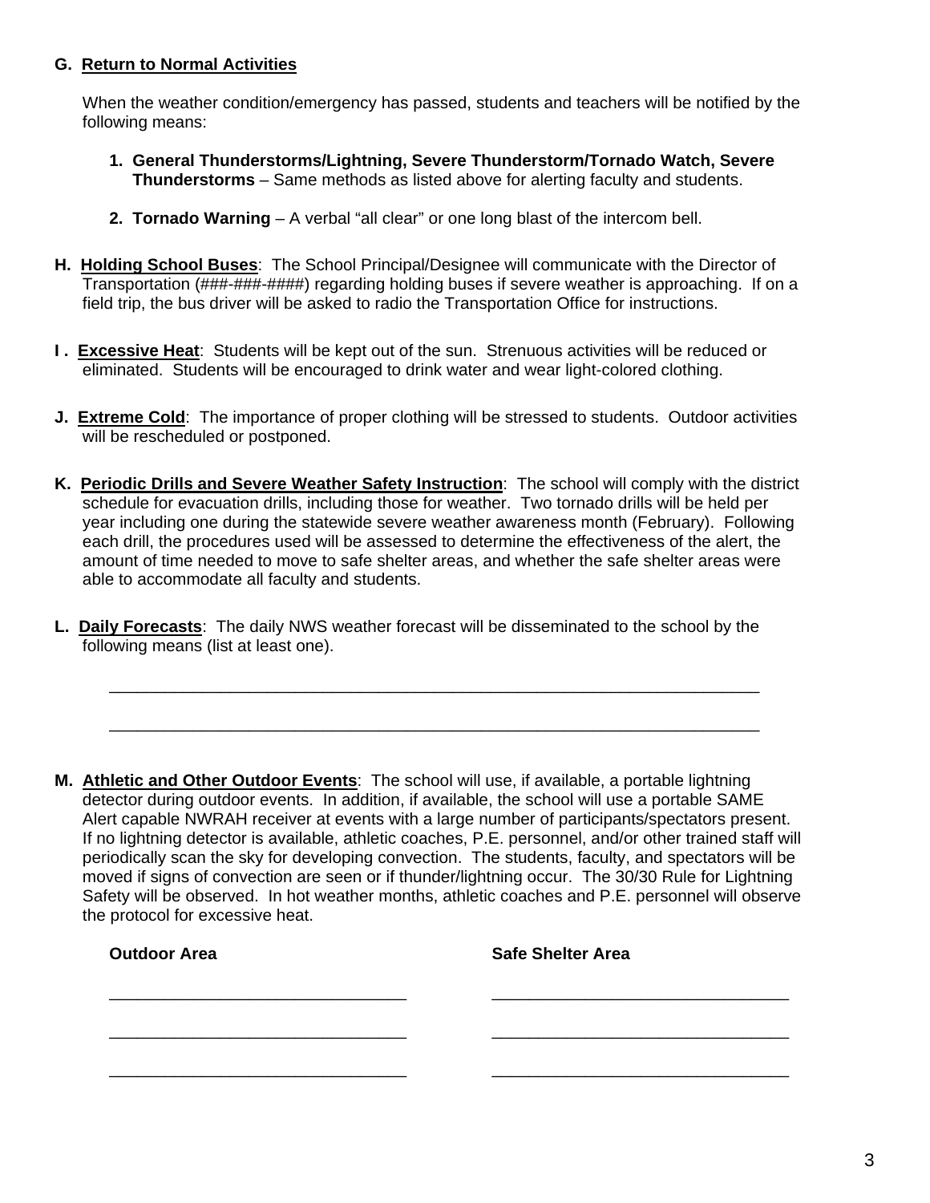**G. Return to Normal Activities**

When the weather condition/emergency has passed, students and teachers will be notified by the following means:

1. **General Thunderstorms/Lightning, Severe Thunderstorm/Tornado Watch, Severe Thunderstorms** – Same methods as listed above for alerting faculty and students.

2. **Tornado Warning** – A verbal "all clear" or one long blast of the intercom bell.

**H. Holding School Buses**: The School Principal/Designee will communicate with the Director of Transportation (###-###-####) regarding holding buses if severe weather is approaching. If on a field trip, the bus driver will be asked to radio the Transportation Office for instructions.

**I. Excessive Heat**: Students will be kept out of the sun. Strenuous activities will be reduced or eliminated. Students will be encouraged to drink water and wear light-colored clothing.

**J. Extreme Cold**: The importance of proper clothing will be stressed to students. Outdoor activities will be rescheduled or postponed.

**K. Periodic Drills and Severe Weather Safety Instruction**: The school will comply with the district schedule for evacuation drills, including those for weather. Two tornado drills will be held per year including one during the statewide severe weather awareness month (February). Following each drill, the procedures used will be assessed to determine the effectiveness of the alert, the amount of time needed to move to safe shelter areas, and whether the safe shelter areas were able to accommodate all faculty and students.

**L. Daily Forecasts**: The daily NWS weather forecast will be disseminated to the school by the following means (list at least one).

_______________________________________________________________________

_______________________________________________________________________

**M. Athletic and Other Outdoor Events**: The school will use, if available, a portable lightning detector during outdoor events. In addition, if available, the school will use a portable SAME Alert capable NWRAH receiver at events with a large number of participants/spectators present. If no lightning detector is available, athletic coaches, P.E. personnel, and/or other trained staff will periodically scan the sky for developing convection. The students, faculty, and spectators will be moved if signs of convection are seen or if thunder/lightning occur. The 30/30 Rule for Lightning Safety will be observed. In hot weather months, athletic coaches and P.E. personnel will observe the protocol for excessive heat.

| **Outdoor Area** | **Safe Shelter Area** |
| --- | --- |
| ________________________________ | ________________________________ |
| ________________________________ | ________________________________ |
| ________________________________ | ________________________________ |